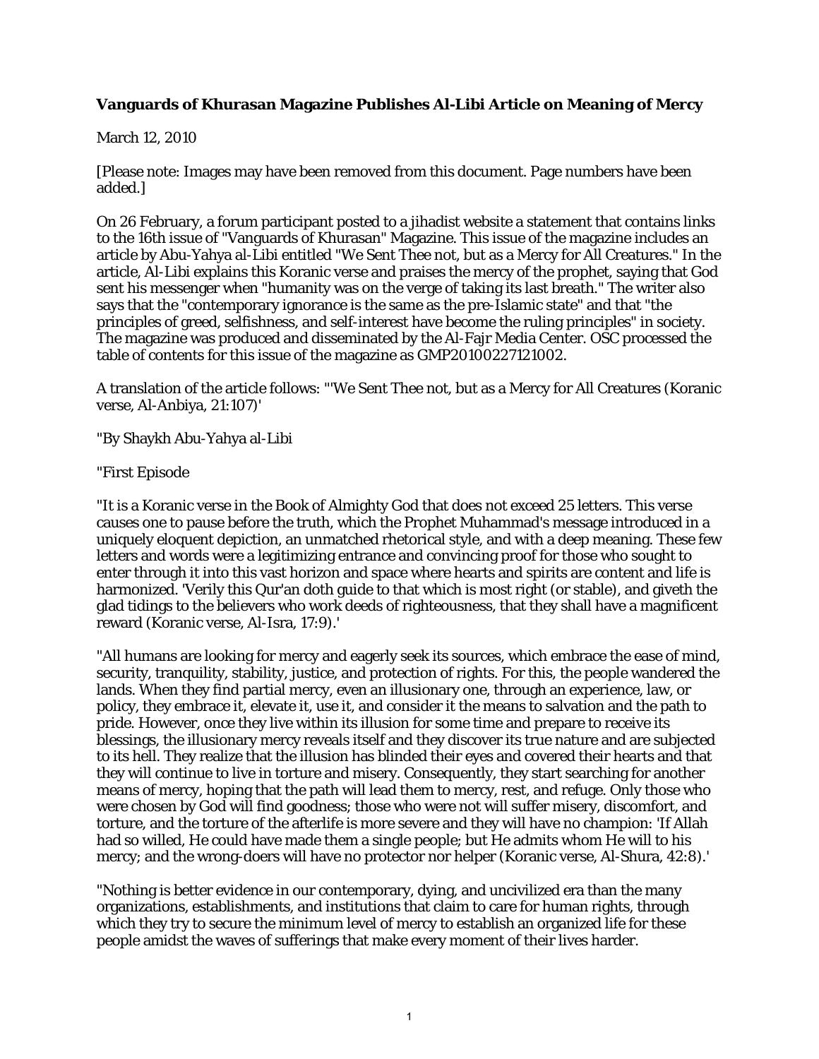**Vanguards of Khurasan Magazine Publishes Al-Libi Article on Meaning of Mercy**

March 12, 2010

[Please note: Images may have been removed from this document. Page numbers have been added.]

On 26 February, a forum participant posted to a jihadist website a statement that contains links to the 16th issue of "Vanguards of Khurasan" Magazine. This issue of the magazine includes an article by Abu-Yahya al-Libi entitled "We Sent Thee not, but as a Mercy for All Creatures." In the article, Al-Libi explains this Koranic verse and praises the mercy of the prophet, saying that God sent his messenger when "humanity was on the verge of taking its last breath." The writer also says that the "contemporary ignorance is the same as the pre-Islamic state" and that "the principles of greed, selfishness, and self-interest have become the ruling principles" in society. The magazine was produced and disseminated by the Al-Fajr Media Center. OSC processed the table of contents for this issue of the magazine as GMP20100227121002.

A translation of the article follows: "'We Sent Thee not, but as a Mercy for All Creatures (Koranic verse, Al-Anbiya, 21:107)'

"By Shaykh Abu-Yahya al-Libi

"First Episode

"It is a Koranic verse in the Book of Almighty God that does not exceed 25 letters. This verse causes one to pause before the truth, which the Prophet Muhammad's message introduced in a uniquely eloquent depiction, an unmatched rhetorical style, and with a deep meaning. These few letters and words were a legitimizing entrance and convincing proof for those who sought to enter through it into this vast horizon and space where hearts and spirits are content and life is harmonized. 'Verily this Qur'an doth guide to that which is most right (or stable), and giveth the glad tidings to the believers who work deeds of righteousness, that they shall have a magnificent reward (Koranic verse, Al-Isra, 17:9).'

"All humans are looking for mercy and eagerly seek its sources, which embrace the ease of mind, security, tranquility, stability, justice, and protection of rights. For this, the people wandered the lands. When they find partial mercy, even an illusionary one, through an experience, law, or policy, they embrace it, elevate it, use it, and consider it the means to salvation and the path to pride. However, once they live within its illusion for some time and prepare to receive its blessings, the illusionary mercy reveals itself and they discover its true nature and are subjected to its hell. They realize that the illusion has blinded their eyes and covered their hearts and that they will continue to live in torture and misery. Consequently, they start searching for another means of mercy, hoping that the path will lead them to mercy, rest, and refuge. Only those who were chosen by God will find goodness; those who were not will suffer misery, discomfort, and torture, and the torture of the afterlife is more severe and they will have no champion: 'If Allah had so willed, He could have made them a single people; but He admits whom He will to his mercy; and the wrong-doers will have no protector nor helper (Koranic verse, Al-Shura, 42:8).'

"Nothing is better evidence in our contemporary, dying, and uncivilized era than the many organizations, establishments, and institutions that claim to care for human rights, through which they try to secure the minimum level of mercy to establish an organized life for these people amidst the waves of sufferings that make every moment of their lives harder.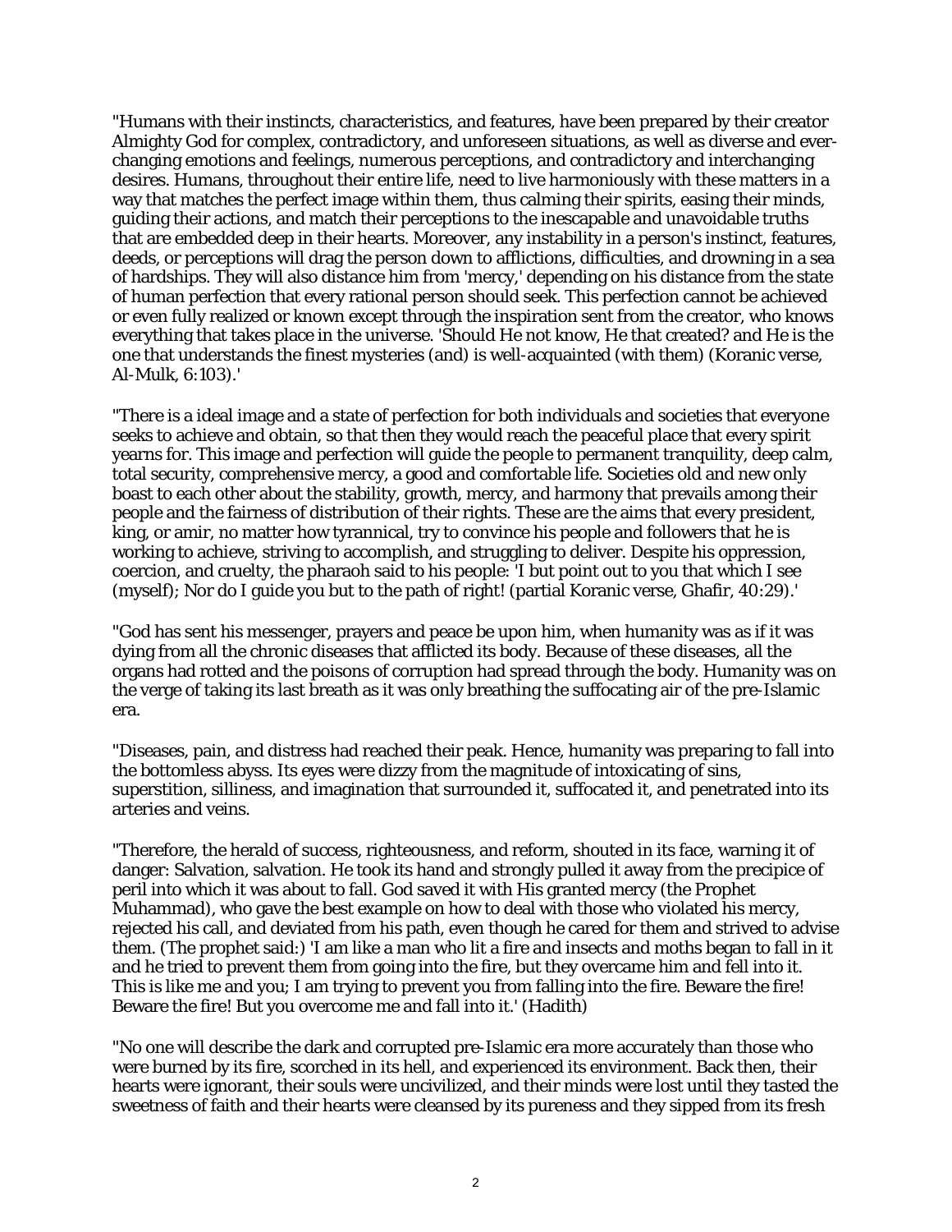"Humans with their instincts, characteristics, and features, have been prepared by their creator Almighty God for complex, contradictory, and unforeseen situations, as well as diverse and ever-changing emotions and feelings, numerous perceptions, and contradictory and interchanging desires. Humans, throughout their entire life, need to live harmoniously with these matters in a way that matches the perfect image within them, thus calming their spirits, easing their minds, guiding their actions, and match their perceptions to the inescapable and unavoidable truths that are embedded deep in their hearts. Moreover, any instability in a person's instinct, features, deeds, or perceptions will drag the person down to afflictions, difficulties, and drowning in a sea of hardships. They will also distance him from 'mercy,' depending on his distance from the state of human perfection that every rational person should seek. This perfection cannot be achieved or even fully realized or known except through the inspiration sent from the creator, who knows everything that takes place in the universe. 'Should He not know, He that created? and He is the one that understands the finest mysteries (and) is well-acquainted (with them) (Koranic verse, Al-Mulk, 6:103).'

"There is a ideal image and a state of perfection for both individuals and societies that everyone seeks to achieve and obtain, so that then they would reach the peaceful place that every spirit yearns for. This image and perfection will guide the people to permanent tranquility, deep calm, total security, comprehensive mercy, a good and comfortable life. Societies old and new only boast to each other about the stability, growth, mercy, and harmony that prevails among their people and the fairness of distribution of their rights. These are the aims that every president, king, or amir, no matter how tyrannical, try to convince his people and followers that he is working to achieve, striving to accomplish, and struggling to deliver. Despite his oppression, coercion, and cruelty, the pharaoh said to his people: 'I but point out to you that which I see (myself); Nor do I guide you but to the path of right! (partial Koranic verse, Ghafir, 40:29).'

"God has sent his messenger, prayers and peace be upon him, when humanity was as if it was dying from all the chronic diseases that afflicted its body. Because of these diseases, all the organs had rotted and the poisons of corruption had spread through the body. Humanity was on the verge of taking its last breath as it was only breathing the suffocating air of the pre-Islamic era.

"Diseases, pain, and distress had reached their peak. Hence, humanity was preparing to fall into the bottomless abyss. Its eyes were dizzy from the magnitude of intoxicating of sins, superstition, silliness, and imagination that surrounded it, suffocated it, and penetrated into its arteries and veins.

"Therefore, the herald of success, righteousness, and reform, shouted in its face, warning it of danger: Salvation, salvation. He took its hand and strongly pulled it away from the precipice of peril into which it was about to fall. God saved it with His granted mercy (the Prophet Muhammad), who gave the best example on how to deal with those who violated his mercy, rejected his call, and deviated from his path, even though he cared for them and strived to advise them. (The prophet said:) 'I am like a man who lit a fire and insects and moths began to fall in it and he tried to prevent them from going into the fire, but they overcame him and fell into it. This is like me and you; I am trying to prevent you from falling into the fire. Beware the fire! Beware the fire! But you overcome me and fall into it.' (Hadith)

"No one will describe the dark and corrupted pre-Islamic era more accurately than those who were burned by its fire, scorched in its hell, and experienced its environment. Back then, their hearts were ignorant, their souls were uncivilized, and their minds were lost until they tasted the sweetness of faith and their hearts were cleansed by its pureness and they sipped from its fresh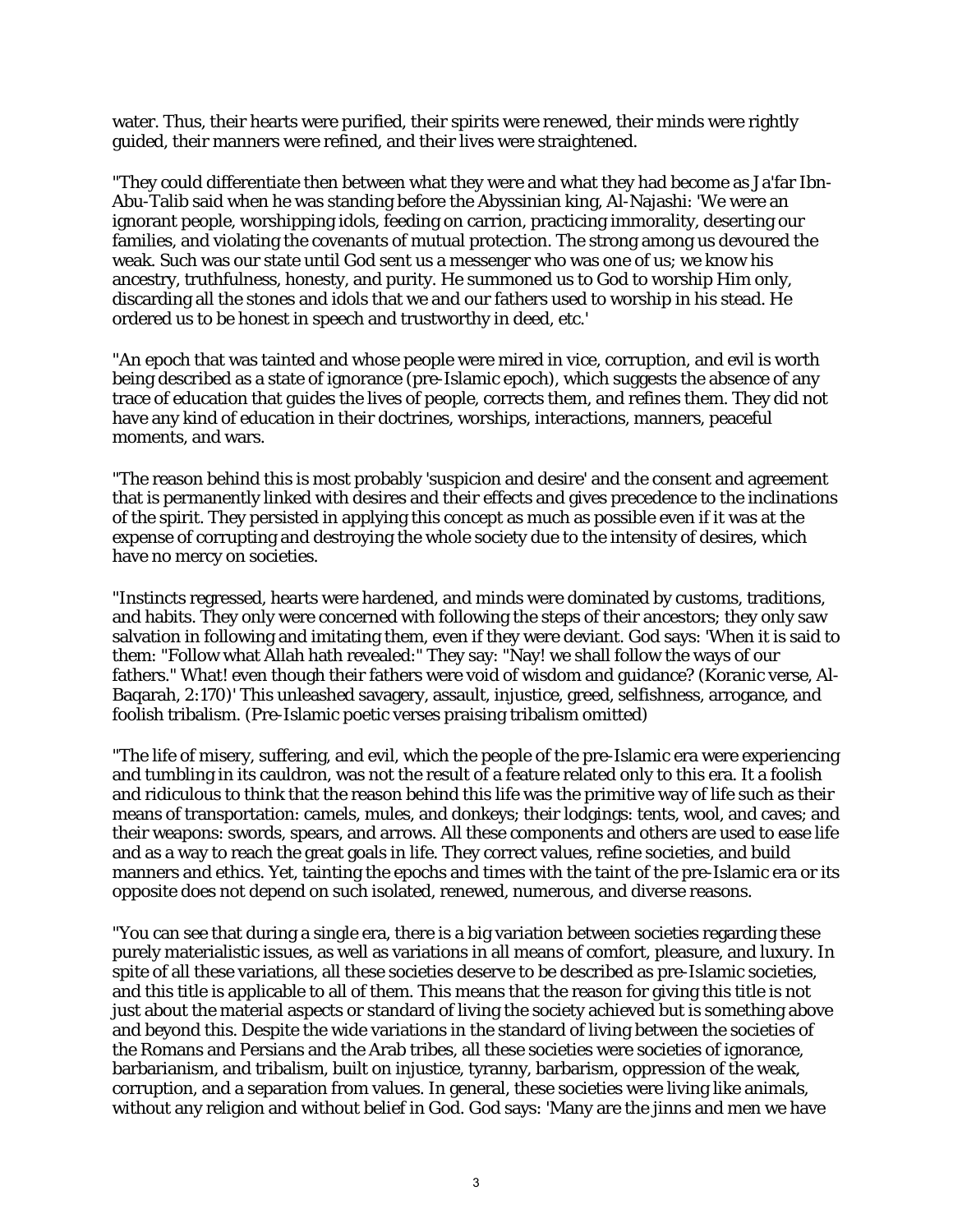water. Thus, their hearts were purified, their spirits were renewed, their minds were rightly guided, their manners were refined, and their lives were straightened.

"They could differentiate then between what they were and what they had become as Ja'far Ibn-Abu-Talib said when he was standing before the Abyssinian king, Al-Najashi: 'We were an ignorant people, worshipping idols, feeding on carrion, practicing immorality, deserting our families, and violating the covenants of mutual protection. The strong among us devoured the weak. Such was our state until God sent us a messenger who was one of us; we know his ancestry, truthfulness, honesty, and purity. He summoned us to God to worship Him only, discarding all the stones and idols that we and our fathers used to worship in his stead. He ordered us to be honest in speech and trustworthy in deed, etc.'

"An epoch that was tainted and whose people were mired in vice, corruption, and evil is worth being described as a state of ignorance (pre-Islamic epoch), which suggests the absence of any trace of education that guides the lives of people, corrects them, and refines them. They did not have any kind of education in their doctrines, worships, interactions, manners, peaceful moments, and wars.

"The reason behind this is most probably 'suspicion and desire' and the consent and agreement that is permanently linked with desires and their effects and gives precedence to the inclinations of the spirit. They persisted in applying this concept as much as possible even if it was at the expense of corrupting and destroying the whole society due to the intensity of desires, which have no mercy on societies.

"Instincts regressed, hearts were hardened, and minds were dominated by customs, traditions, and habits. They only were concerned with following the steps of their ancestors; they only saw salvation in following and imitating them, even if they were deviant. God says: 'When it is said to them: "Follow what Allah hath revealed:" They say: "Nay! we shall follow the ways of our fathers." What! even though their fathers were void of wisdom and guidance? (Koranic verse, Al-Baqarah, 2:170)' This unleashed savagery, assault, injustice, greed, selfishness, arrogance, and foolish tribalism. (Pre-Islamic poetic verses praising tribalism omitted)

"The life of misery, suffering, and evil, which the people of the pre-Islamic era were experiencing and tumbling in its cauldron, was not the result of a feature related only to this era. It a foolish and ridiculous to think that the reason behind this life was the primitive way of life such as their means of transportation: camels, mules, and donkeys; their lodgings: tents, wool, and caves; and their weapons: swords, spears, and arrows. All these components and others are used to ease life and as a way to reach the great goals in life. They correct values, refine societies, and build manners and ethics. Yet, tainting the epochs and times with the taint of the pre-Islamic era or its opposite does not depend on such isolated, renewed, numerous, and diverse reasons.

"You can see that during a single era, there is a big variation between societies regarding these purely materialistic issues, as well as variations in all means of comfort, pleasure, and luxury. In spite of all these variations, all these societies deserve to be described as pre-Islamic societies, and this title is applicable to all of them. This means that the reason for giving this title is not just about the material aspects or standard of living the society achieved but is something above and beyond this. Despite the wide variations in the standard of living between the societies of the Romans and Persians and the Arab tribes, all these societies were societies of ignorance, barbarianism, and tribalism, built on injustice, tyranny, barbarism, oppression of the weak, corruption, and a separation from values. In general, these societies were living like animals, without any religion and without belief in God. God says: 'Many are the jinns and men we have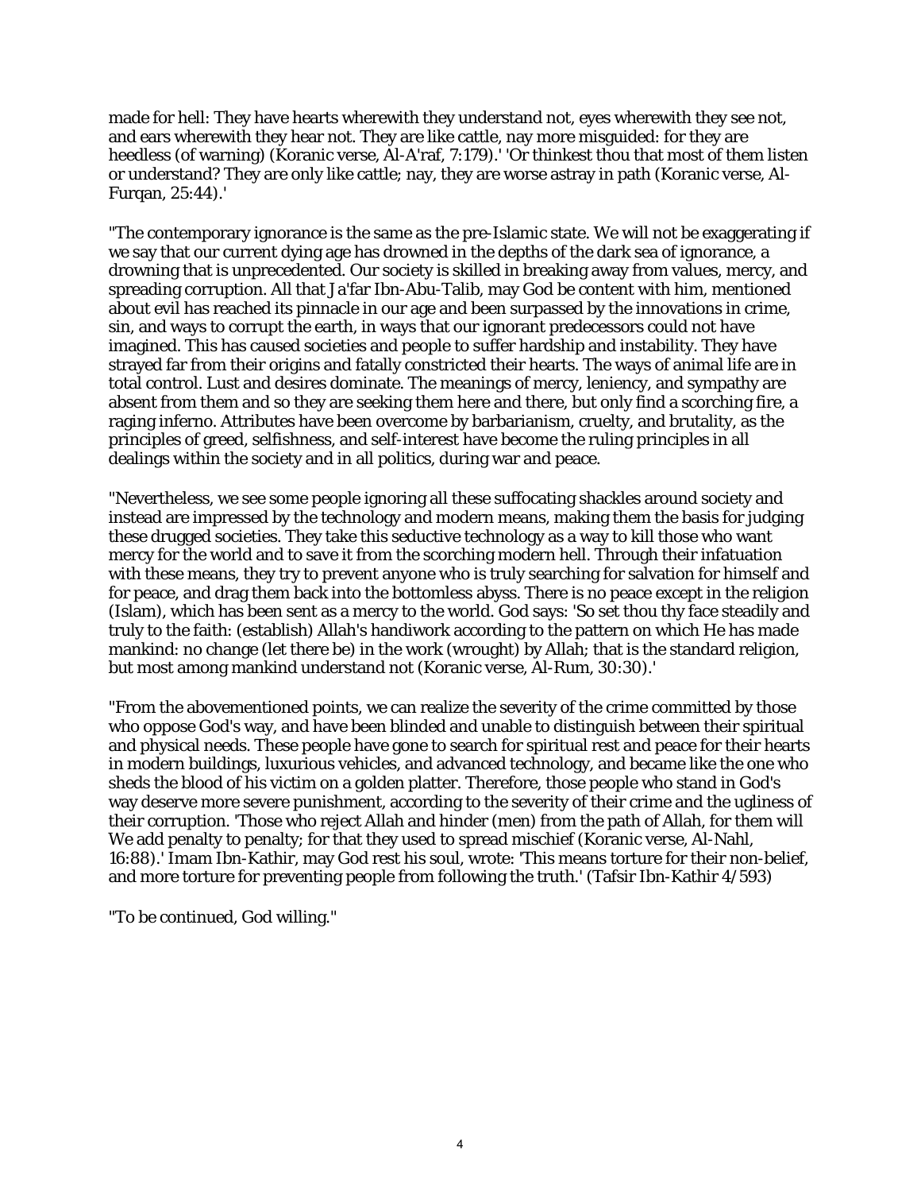made for hell: They have hearts wherewith they understand not, eyes wherewith they see not, and ears wherewith they hear not. They are like cattle, nay more misguided: for they are heedless (of warning) (Koranic verse, Al-A'raf, 7:179).' 'Or thinkest thou that most of them listen or understand? They are only like cattle; nay, they are worse astray in path (Koranic verse, Al-Furqan, 25:44).'

"The contemporary ignorance is the same as the pre-Islamic state. We will not be exaggerating if we say that our current dying age has drowned in the depths of the dark sea of ignorance, a drowning that is unprecedented. Our society is skilled in breaking away from values, mercy, and spreading corruption. All that Ja'far Ibn-Abu-Talib, may God be content with him, mentioned about evil has reached its pinnacle in our age and been surpassed by the innovations in crime, sin, and ways to corrupt the earth, in ways that our ignorant predecessors could not have imagined. This has caused societies and people to suffer hardship and instability. They have strayed far from their origins and fatally constricted their hearts. The ways of animal life are in total control. Lust and desires dominate. The meanings of mercy, leniency, and sympathy are absent from them and so they are seeking them here and there, but only find a scorching fire, a raging inferno. Attributes have been overcome by barbarianism, cruelty, and brutality, as the principles of greed, selfishness, and self-interest have become the ruling principles in all dealings within the society and in all politics, during war and peace.

"Nevertheless, we see some people ignoring all these suffocating shackles around society and instead are impressed by the technology and modern means, making them the basis for judging these drugged societies. They take this seductive technology as a way to kill those who want mercy for the world and to save it from the scorching modern hell. Through their infatuation with these means, they try to prevent anyone who is truly searching for salvation for himself and for peace, and drag them back into the bottomless abyss. There is no peace except in the religion (Islam), which has been sent as a mercy to the world. God says: 'So set thou thy face steadily and truly to the faith: (establish) Allah's handiwork according to the pattern on which He has made mankind: no change (let there be) in the work (wrought) by Allah; that is the standard religion, but most among mankind understand not (Koranic verse, Al-Rum, 30:30).'

"From the abovementioned points, we can realize the severity of the crime committed by those who oppose God's way, and have been blinded and unable to distinguish between their spiritual and physical needs. These people have gone to search for spiritual rest and peace for their hearts in modern buildings, luxurious vehicles, and advanced technology, and became like the one who sheds the blood of his victim on a golden platter. Therefore, those people who stand in God's way deserve more severe punishment, according to the severity of their crime and the ugliness of their corruption. 'Those who reject Allah and hinder (men) from the path of Allah, for them will We add penalty to penalty; for that they used to spread mischief (Koranic verse, Al-Nahl, 16:88).' Imam Ibn-Kathir, may God rest his soul, wrote: 'This means torture for their non-belief, and more torture for preventing people from following the truth.' (Tafsir Ibn-Kathir 4/593)

"To be continued, God willing."